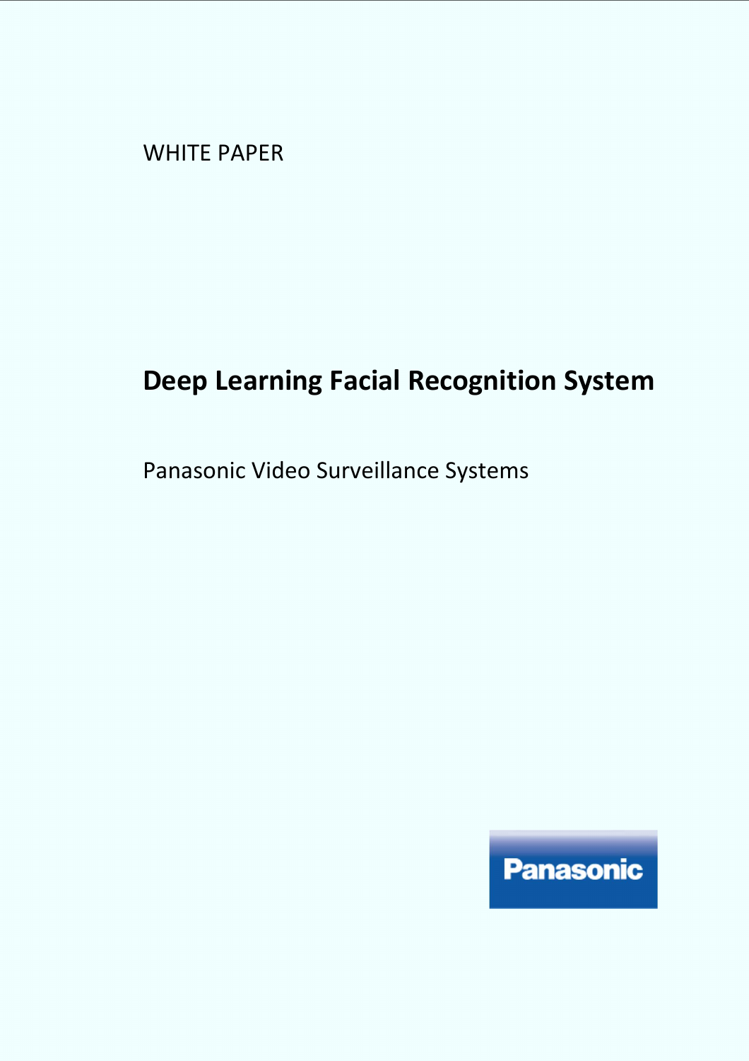WHITE PAPER

# Deep Learning Facial Recognition System

Panasonic Video Surveillance Systems

Panasonic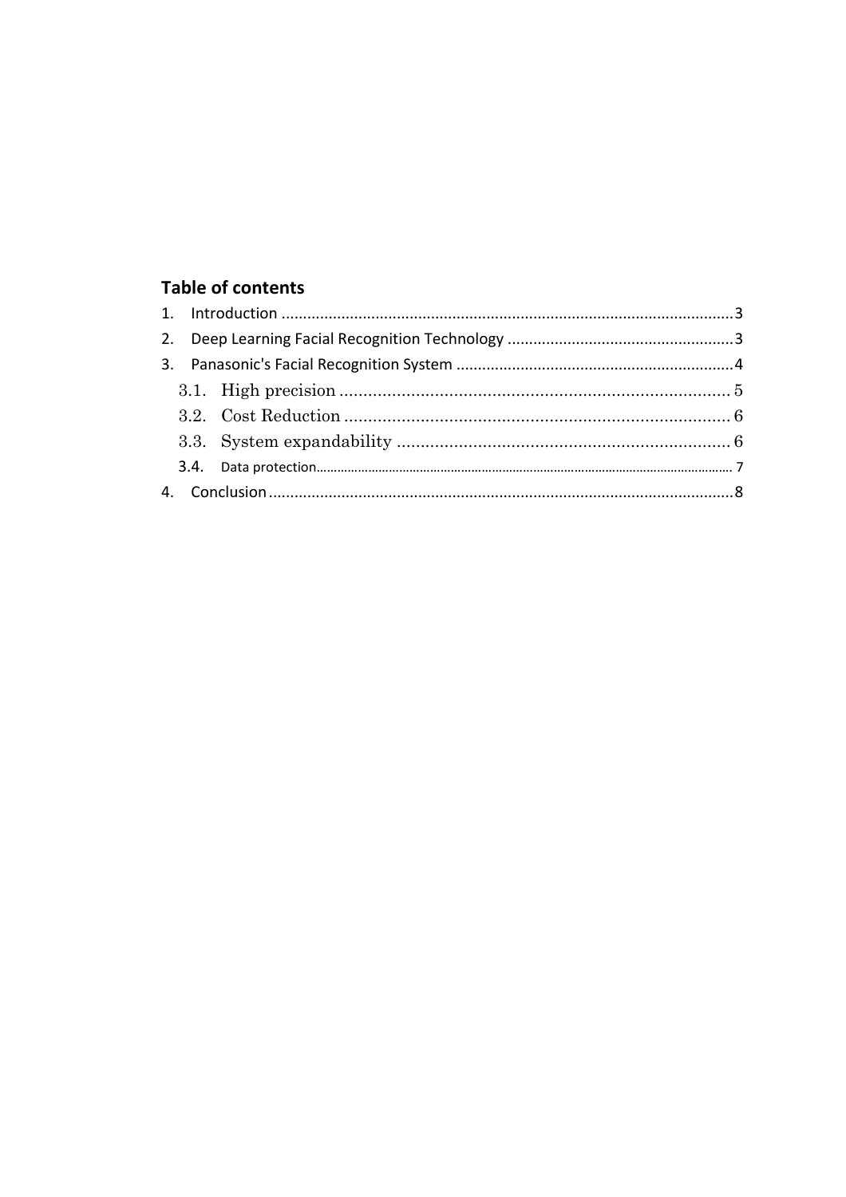## Table of contents

1. Introduction ........................................................................................................ 3
2. Deep Learning Facial Recognition Technology .................................................... 3
3. Panasonic's Facial Recognition System ................................................................ 4
   - 3.1. High precision ................................................................................. 5
   - 3.2. Cost Reduction ................................................................................ 6
   - 3.3. System expandability ...................................................................... 6
   - 3.4. Data protection ................................................................................ 7
4. Conclusion ........................................................................................................... 8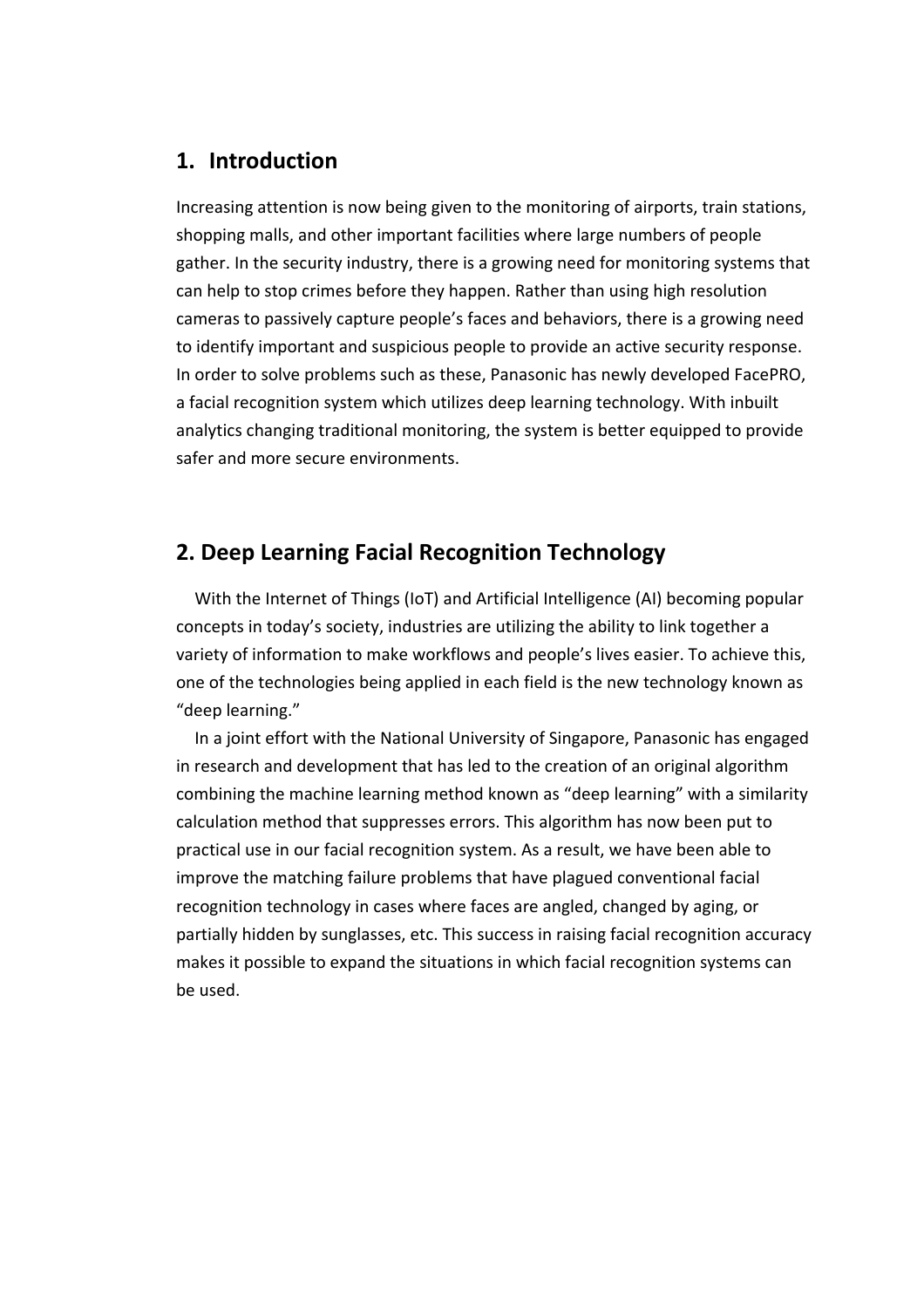## 1. Introduction

Increasing attention is now being given to the monitoring of airports, train stations, shopping malls, and other important facilities where large numbers of people gather. In the security industry, there is a growing need for monitoring systems that can help to stop crimes before they happen. Rather than using high resolution cameras to passively capture people's faces and behaviors, there is a growing need to identify important and suspicious people to provide an active security response. In order to solve problems such as these, Panasonic has newly developed FacePRO, a facial recognition system which utilizes deep learning technology. With inbuilt analytics changing traditional monitoring, the system is better equipped to provide safer and more secure environments.

## 2. Deep Learning Facial Recognition Technology

With the Internet of Things (IoT) and Artificial Intelligence (AI) becoming popular concepts in today's society, industries are utilizing the ability to link together a variety of information to make workflows and people's lives easier. To achieve this, one of the technologies being applied in each field is the new technology known as "deep learning."

In a joint effort with the National University of Singapore, Panasonic has engaged in research and development that has led to the creation of an original algorithm combining the machine learning method known as "deep learning" with a similarity calculation method that suppresses errors. This algorithm has now been put to practical use in our facial recognition system. As a result, we have been able to improve the matching failure problems that have plagued conventional facial recognition technology in cases where faces are angled, changed by aging, or partially hidden by sunglasses, etc. This success in raising facial recognition accuracy makes it possible to expand the situations in which facial recognition systems can be used.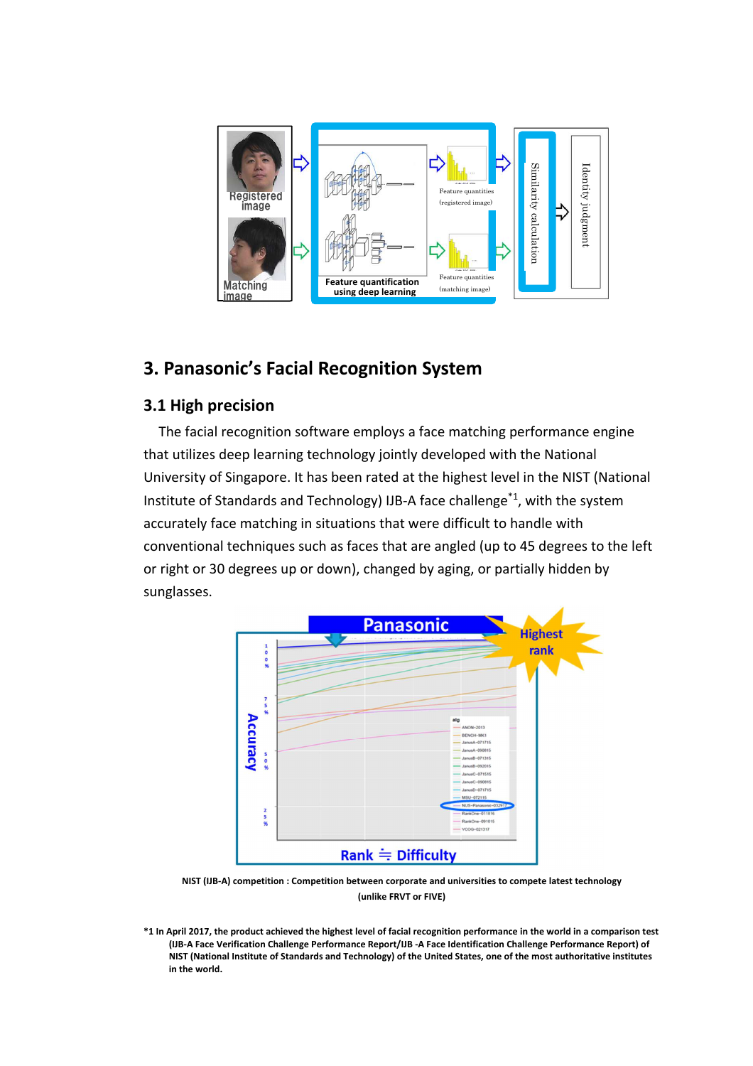## 3. Panasonic's Facial Recognition System

### 3.1 High precision

The facial recognition software employs a face matching performance engine that utilizes deep learning technology jointly developed with the National University of Singapore. It has been rated at the highest level in the NIST (National Institute of Standards and Technology) IJB-A face challenge[*1], with the system accurately face matching in situations that were difficult to handle with conventional techniques such as faces that are angled (up to 45 degrees to the left or right or 30 degrees up or down), changed by aging, or partially hidden by sunglasses.

**NIST (IJB-A) competition : Competition between corporate and universities to compete latest technology (unlike FRVT or FIVE)**

**\*1 In April 2017, the product achieved the highest level of facial recognition performance in the world in a comparison test (IJB-A Face Verification Challenge Performance Report/IJB -A Face Identification Challenge Performance Report) of NIST (National Institute of Standards and Technology) of the United States, one of the most authoritative institutes in the world.**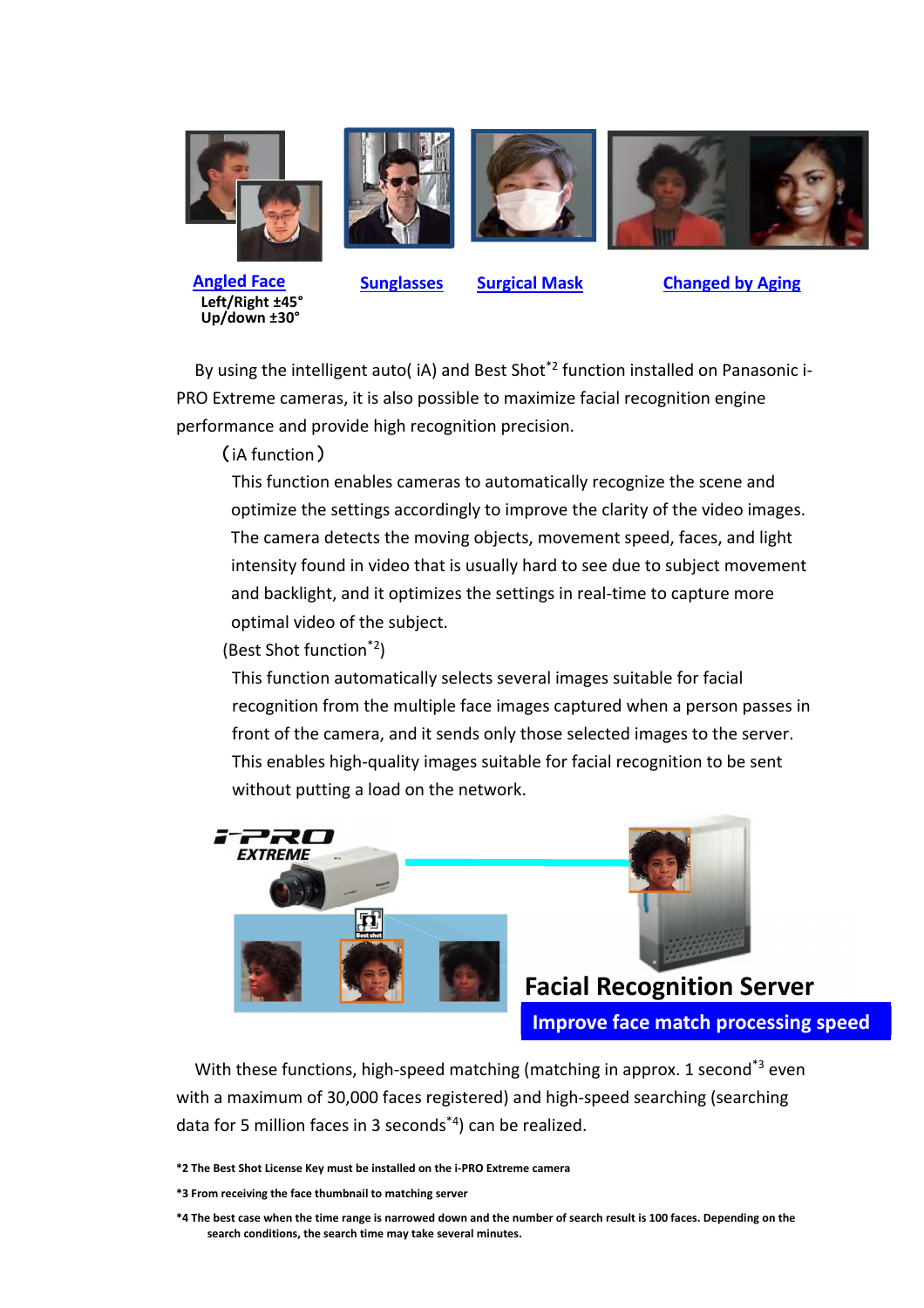**Angled Face**
Left/Right ±45°
Up/down ±30°

**Sunglasses**

**Surgical Mask**

**Changed by Aging**

By using the intelligent auto( iA) and Best Shot[*2] function installed on Panasonic i-PRO Extreme cameras, it is also possible to maximize facial recognition engine performance and provide high recognition precision.

（iA function）

This function enables cameras to automatically recognize the scene and optimize the settings accordingly to improve the clarity of the video images. The camera detects the moving objects, movement speed, faces, and light intensity found in video that is usually hard to see due to subject movement and backlight, and it optimizes the settings in real-time to capture more optimal video of the subject.

(Best Shot function[*2])

This function automatically selects several images suitable for facial recognition from the multiple face images captured when a person passes in front of the camera, and it sends only those selected images to the server. This enables high-quality images suitable for facial recognition to be sent without putting a load on the network.

i-PRO EXTREME

**Facial Recognition Server**

**Improve face match processing speed**

With these functions, high-speed matching (matching in approx. 1 second[*3] even with a maximum of 30,000 faces registered) and high-speed searching (searching data for 5 million faces in 3 seconds[*4]) can be realized.

**\*2 The Best Shot License Key must be installed on the i-PRO Extreme camera**

**\*3 From receiving the face thumbnail to matching server**

**\*4 The best case when the time range is narrowed down and the number of search result is 100 faces. Depending on the search conditions, the search time may take several minutes.**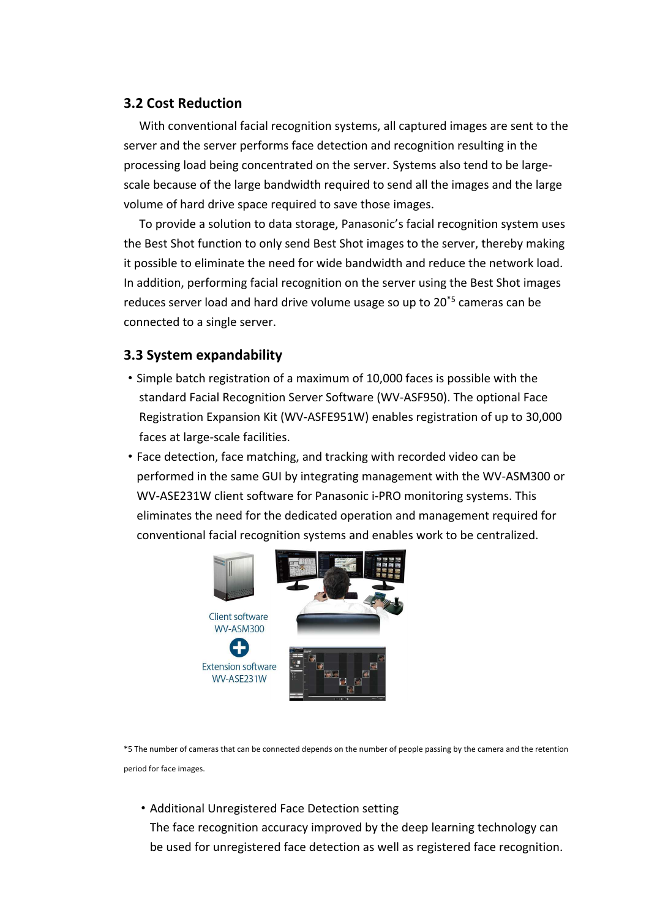## 3.2 Cost Reduction

With conventional facial recognition systems, all captured images are sent to the server and the server performs face detection and recognition resulting in the processing load being concentrated on the server. Systems also tend to be large-scale because of the large bandwidth required to send all the images and the large volume of hard drive space required to save those images.

To provide a solution to data storage, Panasonic's facial recognition system uses the Best Shot function to only send Best Shot images to the server, thereby making it possible to eliminate the need for wide bandwidth and reduce the network load. In addition, performing facial recognition on the server using the Best Shot images reduces server load and hard drive volume usage so up to 20[*5] cameras can be connected to a single server.

## 3.3 System expandability

- Simple batch registration of a maximum of 10,000 faces is possible with the standard Facial Recognition Server Software (WV-ASF950). The optional Face Registration Expansion Kit (WV-ASFE951W) enables registration of up to 30,000 faces at large-scale facilities.
- Face detection, face matching, and tracking with recorded video can be performed in the same GUI by integrating management with the WV-ASM300 or WV-ASE231W client software for Panasonic i-PRO monitoring systems. This eliminates the need for the dedicated operation and management required for conventional facial recognition systems and enables work to be centralized.

Client software
WV-ASM300

Extension software
WV-ASE231W

*5 The number of cameras that can be connected depends on the number of people passing by the camera and the retention period for face images.

- Additional Unregistered Face Detection setting
  The face recognition accuracy improved by the deep learning technology can be used for unregistered face detection as well as registered face recognition.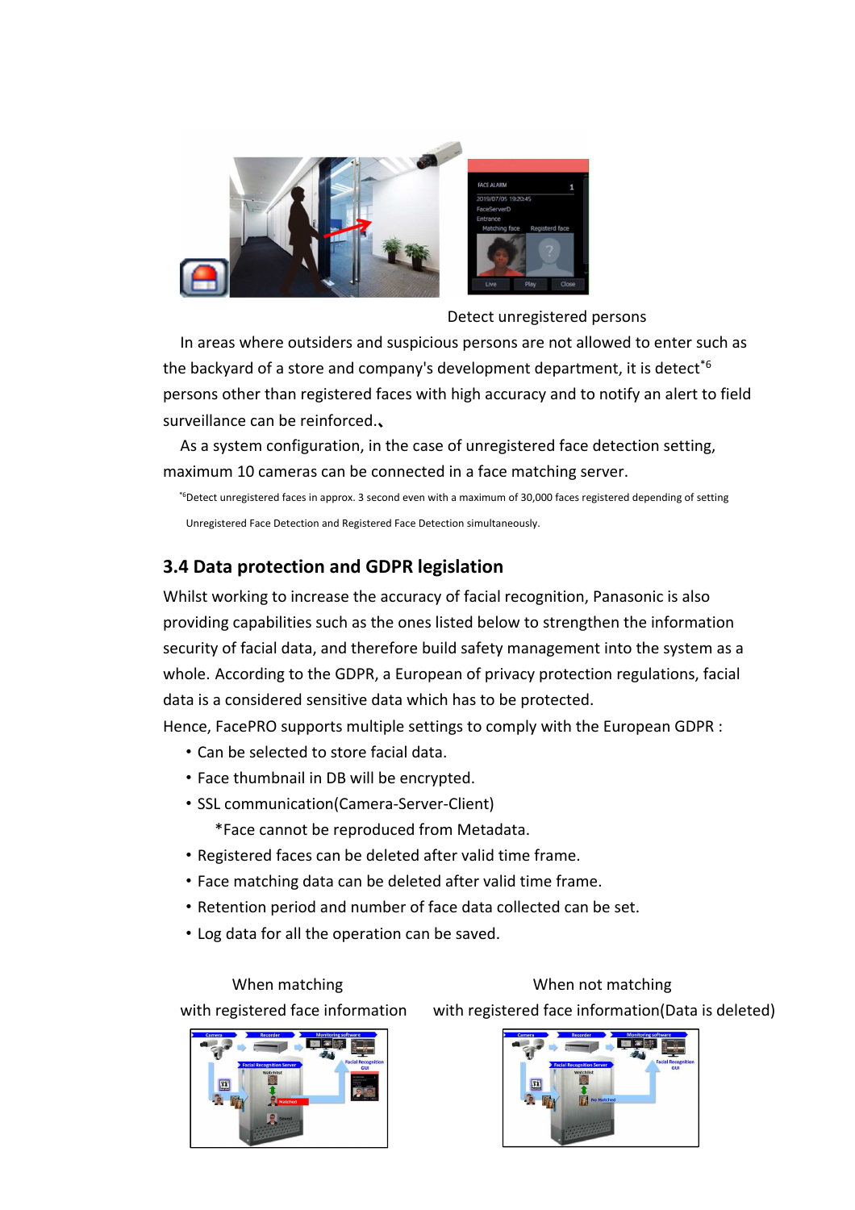Detect unregistered persons

In areas where outsiders and suspicious persons are not allowed to enter such as the backyard of a store and company's development department, it is detect*6 persons other than registered faces with high accuracy and to notify an alert to field surveillance can be reinforced.、

As a system configuration, in the case of unregistered face detection setting, maximum 10 cameras can be connected in a face matching server.

*6Detect unregistered faces in approx. 3 second even with a maximum of 30,000 faces registered depending of setting Unregistered Face Detection and Registered Face Detection simultaneously.

### 3.4 Data protection and GDPR legislation

Whilst working to increase the accuracy of facial recognition, Panasonic is also providing capabilities such as the ones listed below to strengthen the information security of facial data, and therefore build safety management into the system as a whole. According to the GDPR, a European of privacy protection regulations, facial data is a considered sensitive data which has to be protected.

Hence, FacePRO supports multiple settings to comply with the European GDPR :

- Can be selected to store facial data.
- Face thumbnail in DB will be encrypted.
- SSL communication(Camera-Server-Client)
  *Face cannot be reproduced from Metadata.
- Registered faces can be deleted after valid time frame.
- Face matching data can be deleted after valid time frame.
- Retention period and number of face data collected can be set.
- Log data for all the operation can be saved.

When matching with registered face information

When not matching with registered face information(Data is deleted)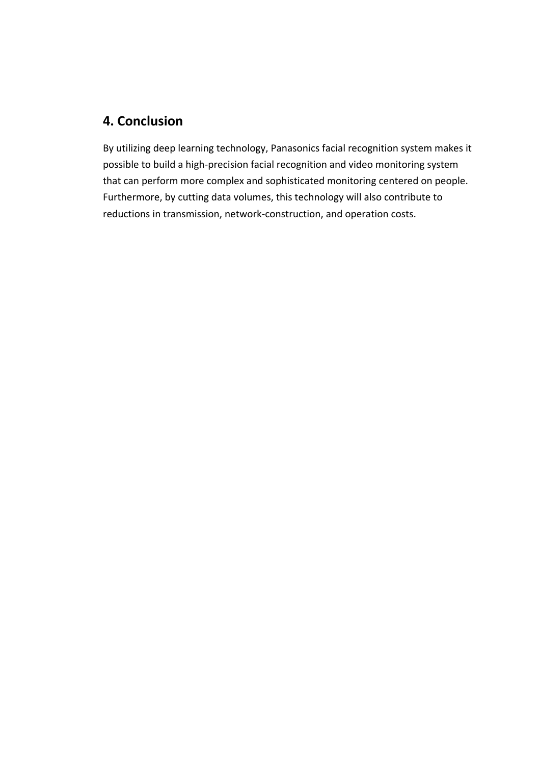## 4. Conclusion

By utilizing deep learning technology, Panasonics facial recognition system makes it possible to build a high-precision facial recognition and video monitoring system that can perform more complex and sophisticated monitoring centered on people. Furthermore, by cutting data volumes, this technology will also contribute to reductions in transmission, network-construction, and operation costs.